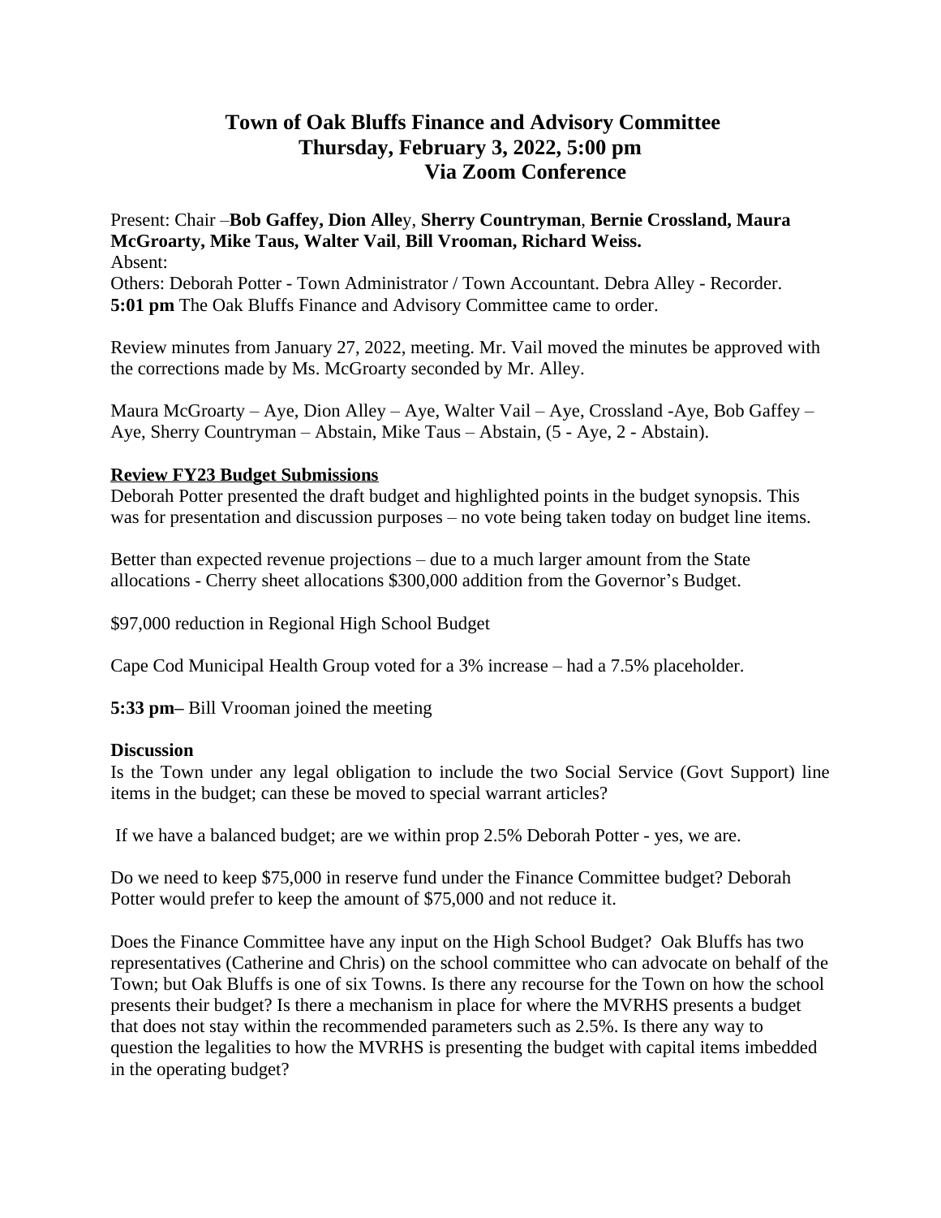# Town of Oak Bluffs Finance and Advisory Committee
## Thursday, February 3, 2022, 5:00 pm
## Via Zoom Conference

Present: Chair –**Bob Gaffey, Dion Alley**, **Sherry Countryman**, **Bernie Crossland, Maura McGroarty, Mike Taus, Walter Vail**, **Bill Vrooman, Richard Weiss.**
Absent:
Others: Deborah Potter - Town Administrator / Town Accountant. Debra Alley - Recorder.
**5:01 pm** The Oak Bluffs Finance and Advisory Committee came to order.

Review minutes from January 27, 2022, meeting. Mr. Vail moved the minutes be approved with the corrections made by Ms. McGroarty seconded by Mr. Alley.

Maura McGroarty – Aye, Dion Alley – Aye, Walter Vail – Aye, Crossland -Aye, Bob Gaffey – Aye, Sherry Countryman – Abstain, Mike Taus – Abstain, (5 - Aye, 2 - Abstain).

**Review FY23 Budget Submissions**
Deborah Potter presented the draft budget and highlighted points in the budget synopsis. This was for presentation and discussion purposes – no vote being taken today on budget line items.

Better than expected revenue projections – due to a much larger amount from the State allocations - Cherry sheet allocations $300,000 addition from the Governor's Budget.

$97,000 reduction in Regional High School Budget

Cape Cod Municipal Health Group voted for a 3% increase – had a 7.5% placeholder.

**5:33 pm**– Bill Vrooman joined the meeting

**Discussion**
Is the Town under any legal obligation to include the two Social Service (Govt Support) line items in the budget; can these be moved to special warrant articles?

If we have a balanced budget; are we within prop 2.5% Deborah Potter - yes, we are.

Do we need to keep $75,000 in reserve fund under the Finance Committee budget? Deborah Potter would prefer to keep the amount of $75,000 and not reduce it.

Does the Finance Committee have any input on the High School Budget? Oak Bluffs has two representatives (Catherine and Chris) on the school committee who can advocate on behalf of the Town; but Oak Bluffs is one of six Towns. Is there any recourse for the Town on how the school presents their budget? Is there a mechanism in place for where the MVRHS presents a budget that does not stay within the recommended parameters such as 2.5%. Is there any way to question the legalities to how the MVRHS is presenting the budget with capital items imbedded in the operating budget?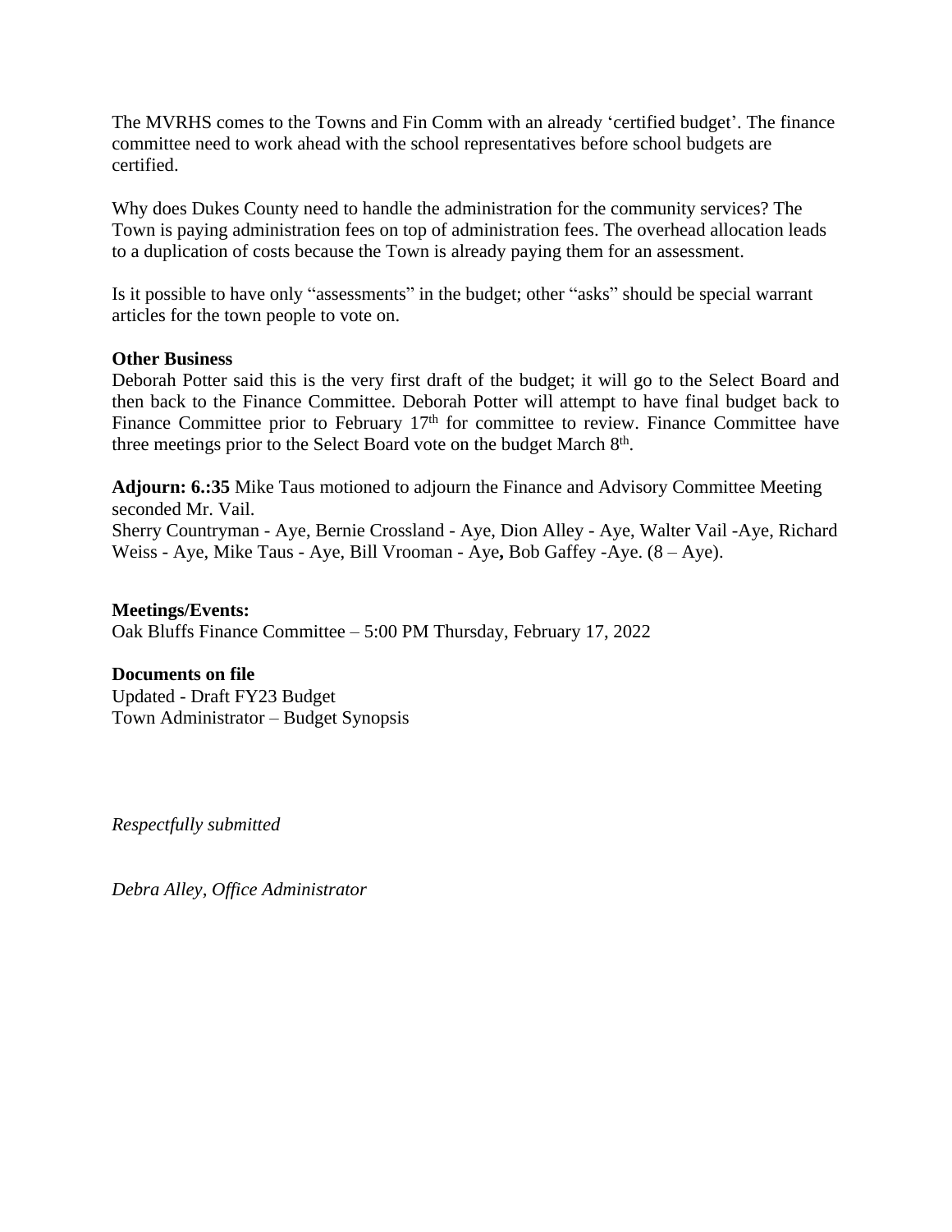The MVRHS comes to the Towns and Fin Comm with an already 'certified budget'. The finance committee need to work ahead with the school representatives before school budgets are certified.

Why does Dukes County need to handle the administration for the community services? The Town is paying administration fees on top of administration fees. The overhead allocation leads to a duplication of costs because the Town is already paying them for an assessment.

Is it possible to have only "assessments" in the budget; other "asks" should be special warrant articles for the town people to vote on.

**Other Business**
Deborah Potter said this is the very first draft of the budget; it will go to the Select Board and then back to the Finance Committee. Deborah Potter will attempt to have final budget back to Finance Committee prior to February 17th for committee to review. Finance Committee have three meetings prior to the Select Board vote on the budget March 8th.

**Adjourn: 6.:35** Mike Taus motioned to adjourn the Finance and Advisory Committee Meeting seconded Mr. Vail.
Sherry Countryman - Aye, Bernie Crossland - Aye, Dion Alley - Aye, Walter Vail -Aye, Richard Weiss - Aye, Mike Taus - Aye, Bill Vrooman - Aye**,** Bob Gaffey -Aye. (8 – Aye).

**Meetings/Events:**
Oak Bluffs Finance Committee – 5:00 PM Thursday, February 17, 2022

**Documents on file**
Updated - Draft FY23 Budget
Town Administrator – Budget Synopsis

*Respectfully submitted*

*Debra Alley, Office Administrator*